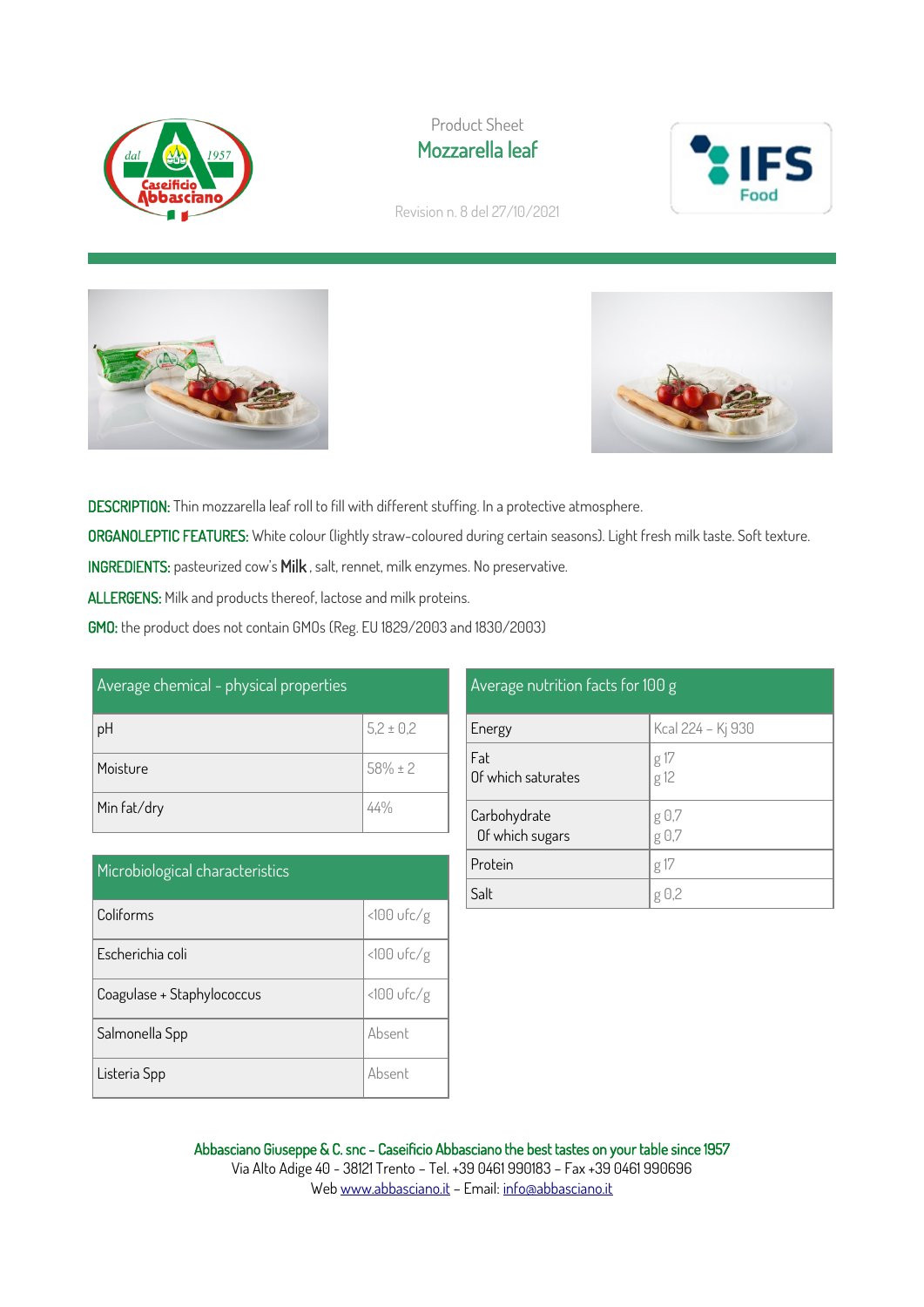Product Sheet

# Mozzarella leaf

Revision n. 8 del 27/10/2021

**DESCRIPTION:** Thin mozzarella leaf roll to fill with different stuffing. In a protective atmosphere.

**ORGANOLEPTIC FEATURES:** White colour (lightly straw-coloured during certain seasons). Light fresh milk taste. Soft texture.

**INGREDIENTS:** pasteurized cow's **Milk**, salt, rennet, milk enzymes. No preservative.

**ALLERGENS:** Milk and products thereof, lactose and milk proteins.

**GMO:** the product does not contain GMOs (Reg. EU 1829/2003 and 1830/2003)

| Average chemical - physical properties | |
|---|---|
| pH | 5,2 ± 0,2 |
| Moisture | 58% ± 2 |
| Min fat/dry | 44% |

| Microbiological characteristics | |
|---|---|
| Coliforms | <100 ufc/g |
| Escherichia coli | <100 ufc/g |
| Coagulase + Staphylococcus | <100 ufc/g |
| Salmonella Spp | Absent |
| Listeria Spp | Absent |

| Average nutrition facts for 100 g | |
|---|---|
| Energy | Kcal 224 – Kj 930 |
| Fat<br>Of which saturates | g 17<br>g 12 |
| Carbohydrate<br>Of which sugars | g 0,7<br>g 0,7 |
| Protein | g 17 |
| Salt | g 0,2 |

**Abbasciano Giuseppe & C. snc – Caseificio Abbasciano the best tastes on your table since 1957**
Via Alto Adige 40 - 38121 Trento – Tel. +39 0461 990183 – Fax +39 0461 990696
Web www.abbasciano.it – Email: info@abbasciano.it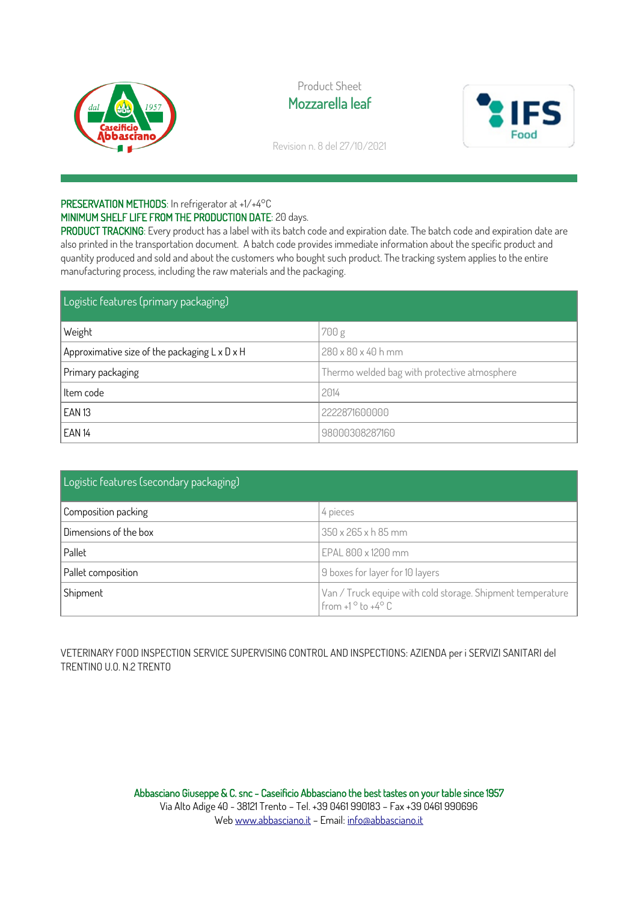Product Sheet

# Mozzarella leaf

Revision n. 8 del 27/10/2021

**PRESERVATION METHODS**: In refrigerator at +1/+4°C
**MINIMUM SHELF LIFE FROM THE PRODUCTION DATE**: 20 days.
**PRODUCT TRACKING**: Every product has a label with its batch code and expiration date. The batch code and expiration date are also printed in the transportation document. A batch code provides immediate information about the specific product and quantity produced and sold and about the customers who bought such product. The tracking system applies to the entire manufacturing process, including the raw materials and the packaging.

| Logistic features (primary packaging) | |
|---|---|
| Weight | 700 g |
| Approximative size of the packaging L x D x H | 280 x 80 x 40 h mm |
| Primary packaging | Thermo welded bag with protective atmosphere |
| Item code | 2014 |
| EAN 13 | 2222871600000 |
| EAN 14 | 98000308287160 |

| Logistic features (secondary packaging) | |
|---|---|
| Composition packing | 4 pieces |
| Dimensions of the box | 350 x 265 x h 85 mm |
| Pallet | EPAL 800 x 1200 mm |
| Pallet composition | 9 boxes for layer for 10 layers |
| Shipment | Van / Truck equipe with cold storage. Shipment temperature from +1 ° to +4° C |

VETERINARY FOOD INSPECTION SERVICE SUPERVISING CONTROL AND INSPECTIONS: AZIENDA per i SERVIZI SANITARI del TRENTINO U.O. N.2 TRENTO

**Abbasciano Giuseppe & C. snc - Caseificio Abbasciano the best tastes on your table since 1957**
Via Alto Adige 40 - 38121 Trento - Tel. +39 0461 990183 - Fax +39 0461 990696
Web www.abbasciano.it - Email: info@abbasciano.it